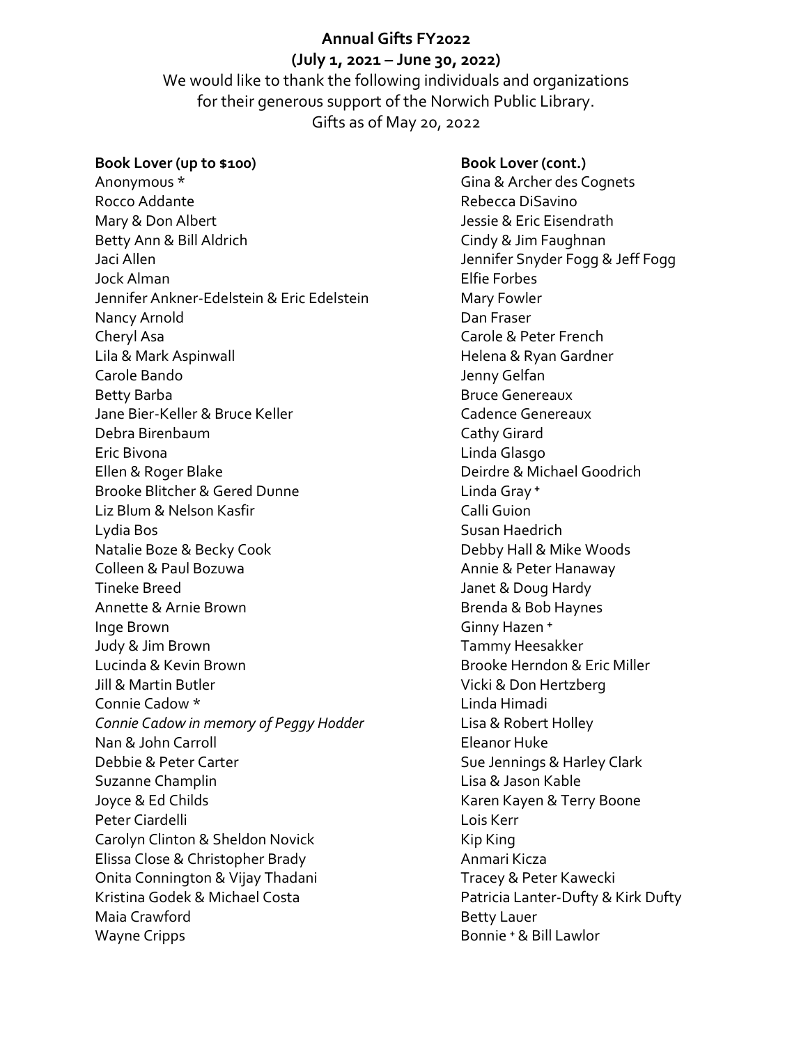**Annual Gifts FY2022**
**(July 1, 2021 – June 30, 2022)**

We would like to thank the following individuals and organizations for their generous support of the Norwich Public Library.
Gifts as of May 20, 2022

**Book Lover (up to $100)**

Anonymous *
Rocco Addante
Mary & Don Albert
Betty Ann & Bill Aldrich
Jaci Allen
Jock Alman
Jennifer Ankner-Edelstein & Eric Edelstein
Nancy Arnold
Cheryl Asa
Lila & Mark Aspinwall
Carole Bando
Betty Barba
Jane Bier-Keller & Bruce Keller
Debra Birenbaum
Eric Bivona
Ellen & Roger Blake
Brooke Blitcher & Gered Dunne
Liz Blum & Nelson Kasfir
Lydia Bos
Natalie Boze & Becky Cook
Colleen & Paul Bozuwa
Tineke Breed
Annette & Arnie Brown
Inge Brown
Judy & Jim Brown
Lucinda & Kevin Brown
Jill & Martin Butler
Connie Cadow *
*Connie Cadow in memory of Peggy Hodder*
Nan & John Carroll
Debbie & Peter Carter
Suzanne Champlin
Joyce & Ed Childs
Peter Ciardelli
Carolyn Clinton & Sheldon Novick
Elissa Close & Christopher Brady
Onita Connington & Vijay Thadani
Kristina Godek & Michael Costa
Maia Crawford
Wayne Cripps

**Book Lover (cont.)**

Gina & Archer des Cognets
Rebecca DiSavino
Jessie & Eric Eisendrath
Cindy & Jim Faughnan
Jennifer Snyder Fogg & Jeff Fogg
Elfie Forbes
Mary Fowler
Dan Fraser
Carole & Peter French
Helena & Ryan Gardner
Jenny Gelfan
Bruce Genereaux
Cadence Genereaux
Cathy Girard
Linda Glasgo
Deirdre & Michael Goodrich
Linda Gray +
Calli Guion
Susan Haedrich
Debby Hall & Mike Woods
Annie & Peter Hanaway
Janet & Doug Hardy
Brenda & Bob Haynes
Ginny Hazen +
Tammy Heesakker
Brooke Herndon & Eric Miller
Vicki & Don Hertzberg
Linda Himadi
Lisa & Robert Holley
Eleanor Huke
Sue Jennings & Harley Clark
Lisa & Jason Kable
Karen Kayen & Terry Boone
Lois Kerr
Kip King
Anmari Kicza
Tracey & Peter Kawecki
Patricia Lanter-Dufty & Kirk Dufty
Betty Lauer
Bonnie + & Bill Lawlor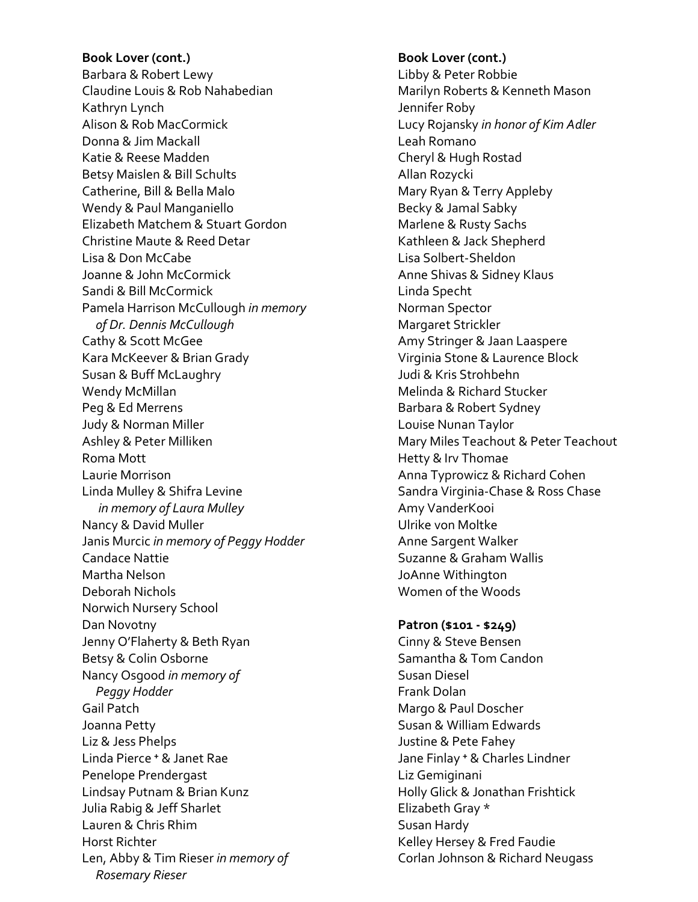**Book Lover (cont.)**

Barbara & Robert Lewy
Claudine Louis & Rob Nahabedian
Kathryn Lynch
Alison & Rob MacCormick
Donna & Jim Mackall
Katie & Reese Madden
Betsy Maislen & Bill Schults
Catherine, Bill & Bella Malo
Wendy & Paul Manganiello
Elizabeth Matchem & Stuart Gordon
Christine Maute & Reed Detar
Lisa & Don McCabe
Joanne & John McCormick
Sandi & Bill McCormick
Pamela Harrison McCullough *in memory of Dr. Dennis McCullough*
Cathy & Scott McGee
Kara McKeever & Brian Grady
Susan & Buff McLaughry
Wendy McMillan
Peg & Ed Merrens
Judy & Norman Miller
Ashley & Peter Milliken
Roma Mott
Laurie Morrison
Linda Mulley & Shifra Levine *in memory of Laura Mulley*
Nancy & David Muller
Janis Murcic *in memory of Peggy Hodder*
Candace Nattie
Martha Nelson
Deborah Nichols
Norwich Nursery School
Dan Novotny
Jenny O'Flaherty & Beth Ryan
Betsy & Colin Osborne
Nancy Osgood *in memory of Peggy Hodder*
Gail Patch
Joanna Petty
Liz & Jess Phelps
Linda Pierce + & Janet Rae
Penelope Prendergast
Lindsay Putnam & Brian Kunz
Julia Rabig & Jeff Sharlet
Lauren & Chris Rhim
Horst Richter
Len, Abby & Tim Rieser *in memory of Rosemary Rieser*

**Book Lover (cont.)**

Libby & Peter Robbie
Marilyn Roberts & Kenneth Mason
Jennifer Roby
Lucy Rojansky *in honor of Kim Adler*
Leah Romano
Cheryl & Hugh Rostad
Allan Rozycki
Mary Ryan & Terry Appleby
Becky & Jamal Sabky
Marlene & Rusty Sachs
Kathleen & Jack Shepherd
Lisa Solbert-Sheldon
Anne Shivas & Sidney Klaus
Linda Specht
Norman Spector
Margaret Strickler
Amy Stringer & Jaan Laaspere
Virginia Stone & Laurence Block
Judi & Kris Strohbehn
Melinda & Richard Stucker
Barbara & Robert Sydney
Louise Nunan Taylor
Mary Miles Teachout & Peter Teachout
Hetty & Irv Thomae
Anna Typrowicz & Richard Cohen
Sandra Virginia-Chase & Ross Chase
Amy VanderKooi
Ulrike von Moltke
Anne Sargent Walker
Suzanne & Graham Wallis
JoAnne Withington
Women of the Woods

**Patron ($101 - $249)**

Cinny & Steve Bensen
Samantha & Tom Candon
Susan Diesel
Frank Dolan
Margo & Paul Doscher
Susan & William Edwards
Justine & Pete Fahey
Jane Finlay + & Charles Lindner
Liz Gemiginani
Holly Glick & Jonathan Frishtick
Elizabeth Gray *
Susan Hardy
Kelley Hersey & Fred Faudie
Corlan Johnson & Richard Neugass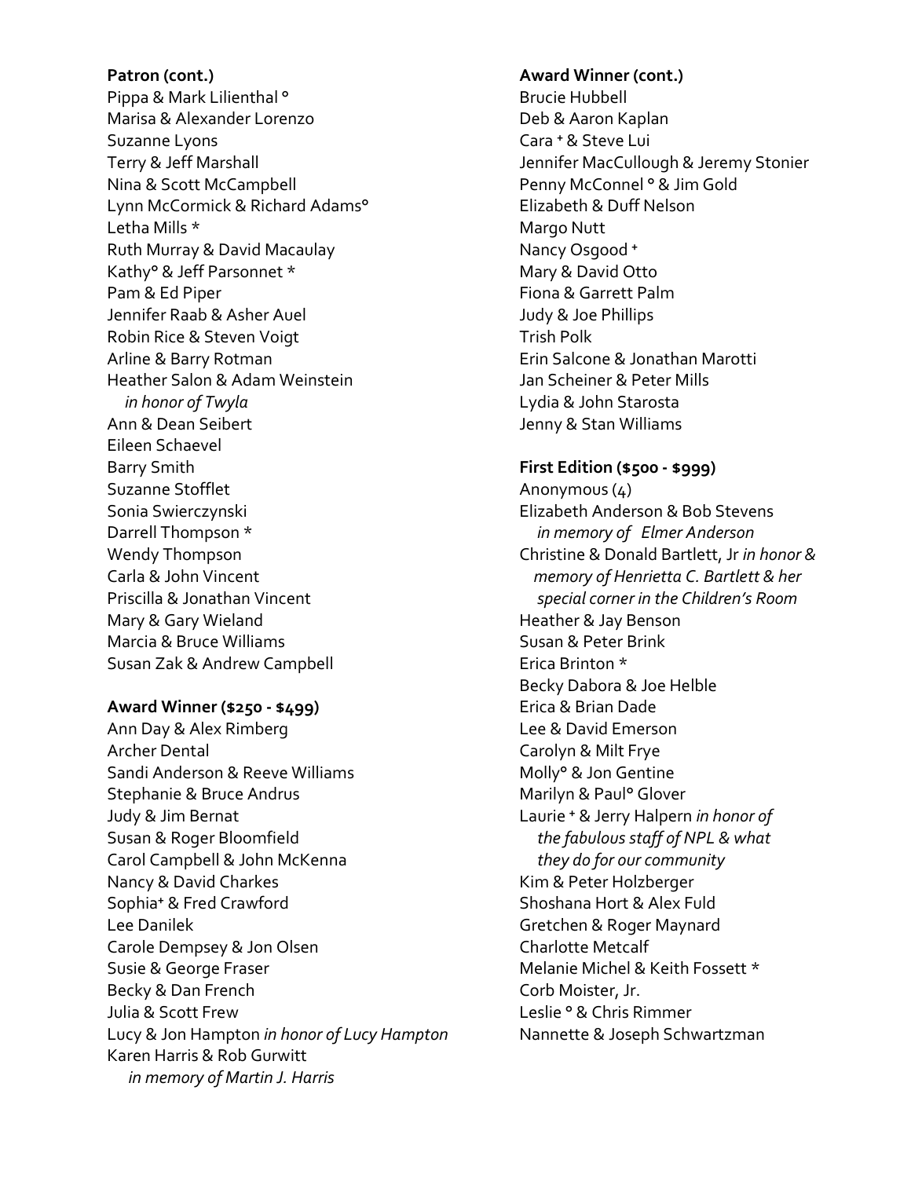**Patron (cont.)**
Pippa & Mark Lilienthal °
Marisa & Alexander Lorenzo
Suzanne Lyons
Terry & Jeff Marshall
Nina & Scott McCampbell
Lynn McCormick & Richard Adams°
Letha Mills *
Ruth Murray & David Macaulay
Kathy° & Jeff Parsonnet *
Pam & Ed Piper
Jennifer Raab & Asher Auel
Robin Rice & Steven Voigt
Arline & Barry Rotman
Heather Salon & Adam Weinstein
*in honor of Twyla*
Ann & Dean Seibert
Eileen Schaevel
Barry Smith
Suzanne Stofflet
Sonia Swierczynski
Darrell Thompson *
Wendy Thompson
Carla & John Vincent
Priscilla & Jonathan Vincent
Mary & Gary Wieland
Marcia & Bruce Williams
Susan Zak & Andrew Campbell

**Award Winner ($250 - $499)**
Ann Day & Alex Rimberg
Archer Dental
Sandi Anderson & Reeve Williams
Stephanie & Bruce Andrus
Judy & Jim Bernat
Susan & Roger Bloomfield
Carol Campbell & John McKenna
Nancy & David Charkes
Sophia⁺ & Fred Crawford
Lee Danilek
Carole Dempsey & Jon Olsen
Susie & George Fraser
Becky & Dan French
Julia & Scott Frew
Lucy & Jon Hampton *in honor of Lucy Hampton*
Karen Harris & Rob Gurwitt
*in memory of Martin J. Harris*

**Award Winner (cont.)**
Brucie Hubbell
Deb & Aaron Kaplan
Cara ⁺ & Steve Lui
Jennifer MacCullough & Jeremy Stonier
Penny McConnel ° & Jim Gold
Elizabeth & Duff Nelson
Margo Nutt
Nancy Osgood ⁺
Mary & David Otto
Fiona & Garrett Palm
Judy & Joe Phillips
Trish Polk
Erin Salcone & Jonathan Marotti
Jan Scheiner & Peter Mills
Lydia & John Starosta
Jenny & Stan Williams

**First Edition ($500 - $999)**
Anonymous (4)
Elizabeth Anderson & Bob Stevens
*in memory of Elmer Anderson*
Christine & Donald Bartlett, Jr *in honor & memory of Henrietta C. Bartlett & her special corner in the Children's Room*
Heather & Jay Benson
Susan & Peter Brink
Erica Brinton *
Becky Dabora & Joe Helble
Erica & Brian Dade
Lee & David Emerson
Carolyn & Milt Frye
Molly° & Jon Gentine
Marilyn & Paul° Glover
Laurie ⁺ & Jerry Halpern *in honor of the fabulous staff of NPL & what they do for our community*
Kim & Peter Holzberger
Shoshana Hort & Alex Fuld
Gretchen & Roger Maynard
Charlotte Metcalf
Melanie Michel & Keith Fossett *
Corb Moister, Jr.
Leslie ° & Chris Rimmer
Nannette & Joseph Schwartzman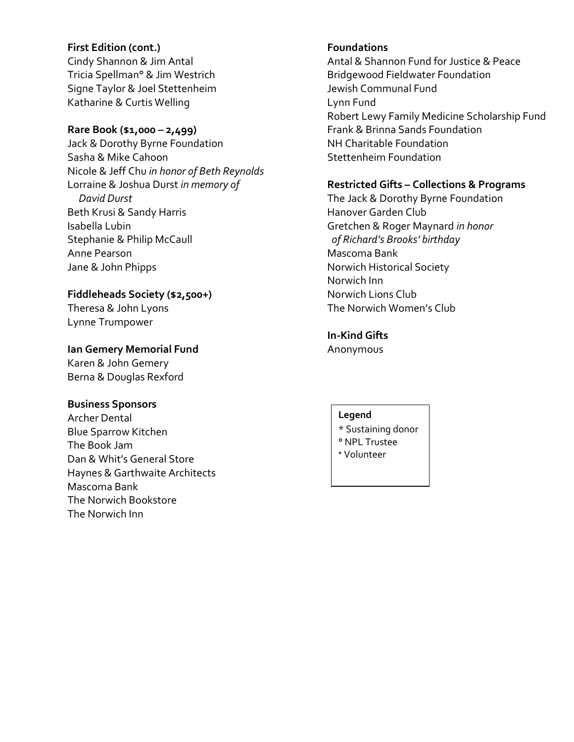**First Edition (cont.)**

Cindy Shannon & Jim Antal
Tricia Spellman° & Jim Westrich
Signe Taylor & Joel Stettenheim
Katharine & Curtis Welling

**Rare Book ($1,000 – 2,499)**

Jack & Dorothy Byrne Foundation
Sasha & Mike Cahoon
Nicole & Jeff Chu *in honor of Beth Reynolds*
Lorraine & Joshua Durst *in memory of David Durst*
Beth Krusi & Sandy Harris
Isabella Lubin
Stephanie & Philip McCaull
Anne Pearson
Jane & John Phipps

**Fiddleheads Society ($2,500+)**

Theresa & John Lyons
Lynne Trumpower

**Ian Gemery Memorial Fund**

Karen & John Gemery
Berna & Douglas Rexford

**Business Sponsors**

Archer Dental
Blue Sparrow Kitchen
The Book Jam
Dan & Whit's General Store
Haynes & Garthwaite Architects
Mascoma Bank
The Norwich Bookstore
The Norwich Inn

**Foundations**

Antal & Shannon Fund for Justice & Peace
Bridgewood Fieldwater Foundation
Jewish Communal Fund
Lynn Fund
Robert Lewy Family Medicine Scholarship Fund
Frank & Brinna Sands Foundation
NH Charitable Foundation
Stettenheim Foundation

**Restricted Gifts – Collections & Programs**

The Jack & Dorothy Byrne Foundation
Hanover Garden Club
Gretchen & Roger Maynard *in honor of Richard's Brooks' birthday*
Mascoma Bank
Norwich Historical Society
Norwich Inn
Norwich Lions Club
The Norwich Women's Club

**In-Kind Gifts**

Anonymous

**Legend**

* Sustaining donor
° NPL Trustee
+ Volunteer